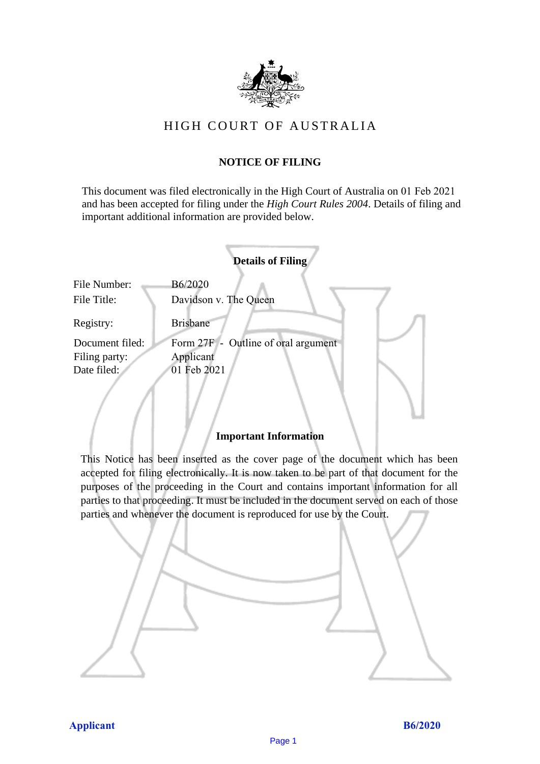# HIGH COURT OF AUSTRALIA

## NOTICE OF FILING

This document was filed electronically in the High Court of Australia on 01 Feb 2021 and has been accepted for filing under the *High Court Rules 2004*. Details of filing and important additional information are provided below.

### Details of Filing

| | |
|---|---|
| File Number: | B6/2020 |
| File Title: | Davidson v. The Queen |
| Registry: | Brisbane |
| Document filed: | Form 27F - Outline of oral argument |
| Filing party: | Applicant |
| Date filed: | 01 Feb 2021 |

### Important Information

This Notice has been inserted as the cover page of the document which has been accepted for filing electronically. It is now taken to be part of that document for the purposes of the proceeding in the Court and contains important information for all parties to that proceeding. It must be included in the document served on each of those parties and whenever the document is reproduced for use by the Court.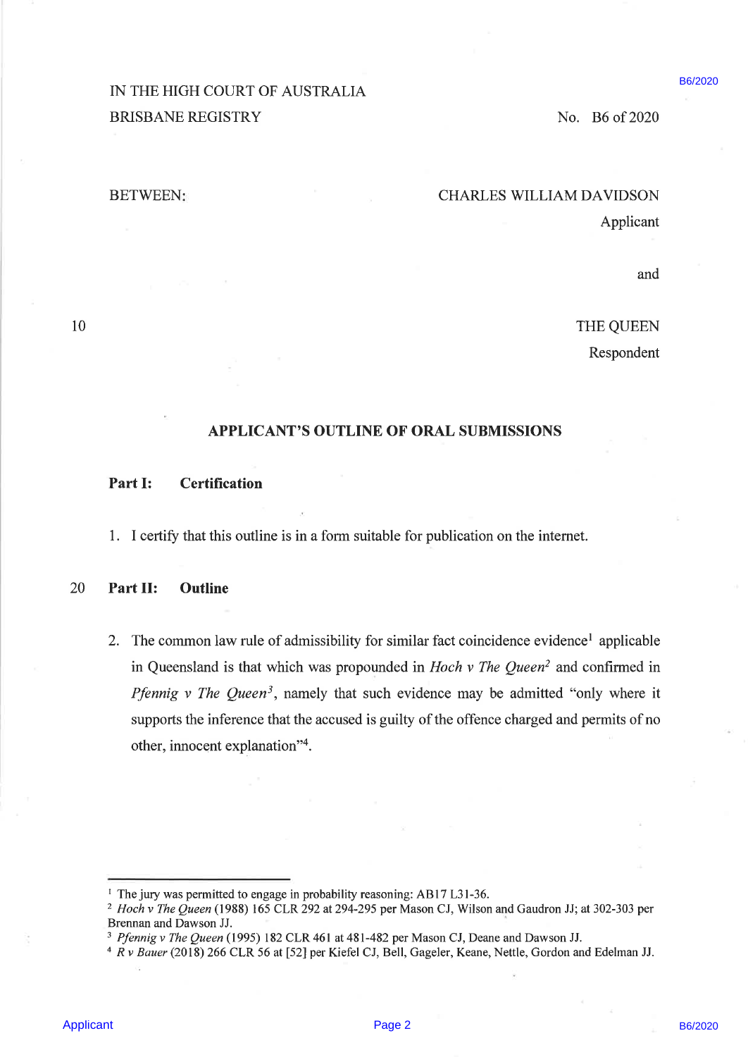IN THE HIGH COURT OF AUSTRALIA
BRISBANE REGISTRY

No. B6 of 2020

BETWEEN:

CHARLES WILLIAM DAVIDSON
Applicant

and

THE QUEEN
Respondent

## APPLICANT'S OUTLINE OF ORAL SUBMISSIONS

### Part I: Certification

1. I certify that this outline is in a form suitable for publication on the internet.

### Part II: Outline

2. The common law rule of admissibility for similar fact coincidence evidence[1] applicable in Queensland is that which was propounded in *Hoch v The Queen*[2] and confirmed in *Pfennig v The Queen*[3], namely that such evidence may be admitted "only where it supports the inference that the accused is guilty of the offence charged and permits of no other, innocent explanation"[4].

---

[1] The jury was permitted to engage in probability reasoning: AB17 L31-36.

[2] *Hoch v The Queen* (1988) 165 CLR 292 at 294-295 per Mason CJ, Wilson and Gaudron JJ; at 302-303 per Brennan and Dawson JJ.

[3] *Pfennig v The Queen* (1995) 182 CLR 461 at 481-482 per Mason CJ, Deane and Dawson JJ.

[4] *R v Bauer* (2018) 266 CLR 56 at [52] per Kiefel CJ, Bell, Gageler, Keane, Nettle, Gordon and Edelman JJ.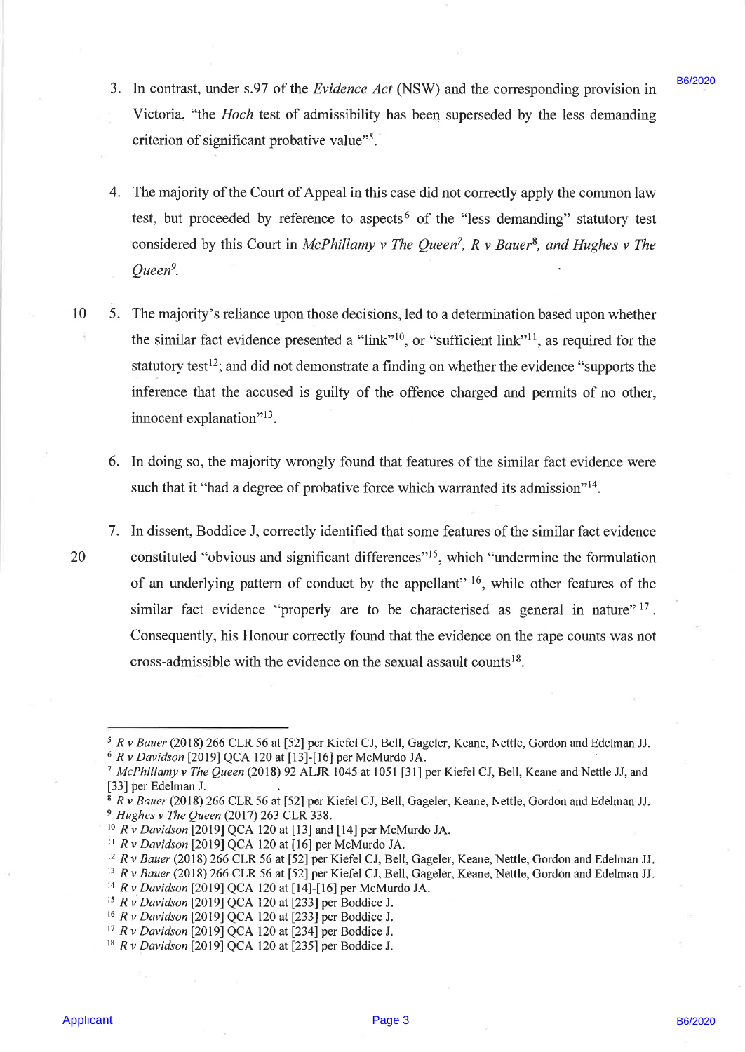3. In contrast, under s.97 of the *Evidence Act* (NSW) and the corresponding provision in Victoria, "the *Hoch* test of admissibility has been superseded by the less demanding criterion of significant probative value"[5].

4. The majority of the Court of Appeal in this case did not correctly apply the common law test, but proceeded by reference to aspects[6] of the "less demanding" statutory test considered by this Court in *McPhillamy v The Queen*[7], *R v Bauer*[8], *and Hughes v The Queen*[9].

5. The majority's reliance upon those decisions, led to a determination based upon whether the similar fact evidence presented a "link"[10], or "sufficient link"[11], as required for the statutory test[12]; and did not demonstrate a finding on whether the evidence "supports the inference that the accused is guilty of the offence charged and permits of no other, innocent explanation"[13].

6. In doing so, the majority wrongly found that features of the similar fact evidence were such that it "had a degree of probative force which warranted its admission"[14].

7. In dissent, Boddice J, correctly identified that some features of the similar fact evidence constituted "obvious and significant differences"[15], which "undermine the formulation of an underlying pattern of conduct by the appellant" [16], while other features of the similar fact evidence "properly are to be characterised as general in nature" [17]. Consequently, his Honour correctly found that the evidence on the rape counts was not cross-admissible with the evidence on the sexual assault counts[18].

---

[5] *R v Bauer* (2018) 266 CLR 56 at [52] per Kiefel CJ, Bell, Gageler, Keane, Nettle, Gordon and Edelman JJ.
[6] *R v Davidson* [2019] QCA 120 at [13]-[16] per McMurdo JA.
[7] *McPhillamy v The Queen* (2018) 92 ALJR 1045 at 1051 [31] per Kiefel CJ, Bell, Keane and Nettle JJ, and [33] per Edelman J.
[8] *R v Bauer* (2018) 266 CLR 56 at [52] per Kiefel CJ, Bell, Gageler, Keane, Nettle, Gordon and Edelman JJ.
[9] *Hughes v The Queen* (2017) 263 CLR 338.
[10] *R v Davidson* [2019] QCA 120 at [13] and [14] per McMurdo JA.
[11] *R v Davidson* [2019] QCA 120 at [16] per McMurdo JA.
[12] *R v Bauer* (2018) 266 CLR 56 at [52] per Kiefel CJ, Bell, Gageler, Keane, Nettle, Gordon and Edelman JJ.
[13] *R v Bauer* (2018) 266 CLR 56 at [52] per Kiefel CJ, Bell, Gageler, Keane, Nettle, Gordon and Edelman JJ.
[14] *R v Davidson* [2019] QCA 120 at [14]-[16] per McMurdo JA.
[15] *R v Davidson* [2019] QCA 120 at [233] per Boddice J.
[16] *R v Davidson* [2019] QCA 120 at [233] per Boddice J.
[17] *R v Davidson* [2019] QCA 120 at [234] per Boddice J.
[18] *R v Davidson* [2019] QCA 120 at [235] per Boddice J.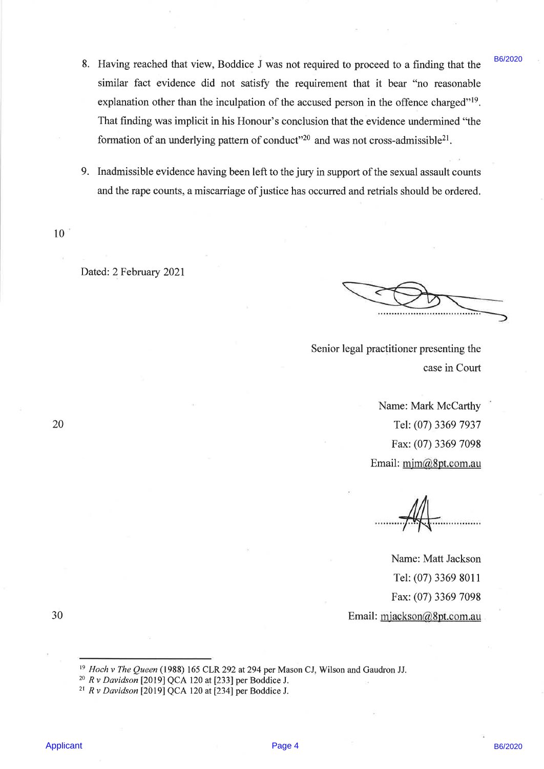8. Having reached that view, Boddice J was not required to proceed to a finding that the similar fact evidence did not satisfy the requirement that it bear "no reasonable explanation other than the inculpation of the accused person in the offence charged"[19]. That finding was implicit in his Honour's conclusion that the evidence undermined "the formation of an underlying pattern of conduct"[20] and was not cross-admissible[21].

9. Inadmissible evidence having been left to the jury in support of the sexual assault counts and the rape counts, a miscarriage of justice has occurred and retrials should be ordered.

Dated: 2 February 2021

..........................................

Senior legal practitioner presenting the case in Court

Name: Mark McCarthy
Tel: (07) 3369 7937
Fax: (07) 3369 7098
Email: mjm@8pt.com.au

..........................................

Name: Matt Jackson
Tel: (07) 3369 8011
Fax: (07) 3369 7098
Email: mjackson@8pt.com.au

---

[19] *Hoch v The Queen* (1988) 165 CLR 292 at 294 per Mason CJ, Wilson and Gaudron JJ.
[20] *R v Davidson* [2019] QCA 120 at [233] per Boddice J.
[21] *R v Davidson* [2019] QCA 120 at [234] per Boddice J.